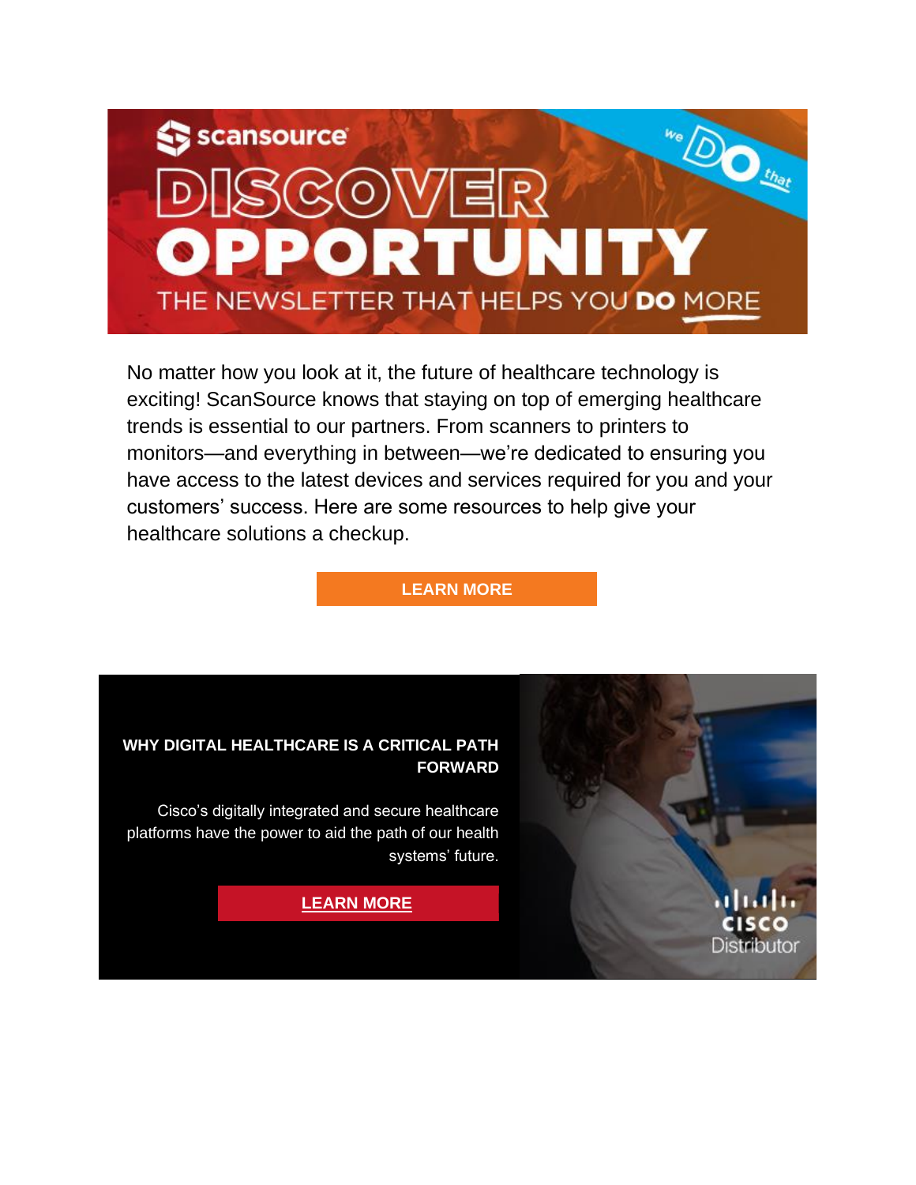scansource

# DISCOVER OPPORTUNITY

THE NEWSLETTER THAT HELPS YOU **DO** MORE

We DO that

No matter how you look at it, the future of healthcare technology is exciting! ScanSource knows that staying on top of emerging healthcare trends is essential to our partners. From scanners to printers to monitors—and everything in between—we're dedicated to ensuring you have access to the latest devices and services required for you and your customers' success. Here are some resources to help give your healthcare solutions a checkup.

**LEARN MORE**

## WHY DIGITAL HEALTHCARE IS A CRITICAL PATH FORWARD

Cisco's digitally integrated and secure healthcare platforms have the power to aid the path of our health systems' future.

**LEARN MORE**

CISCO Distributor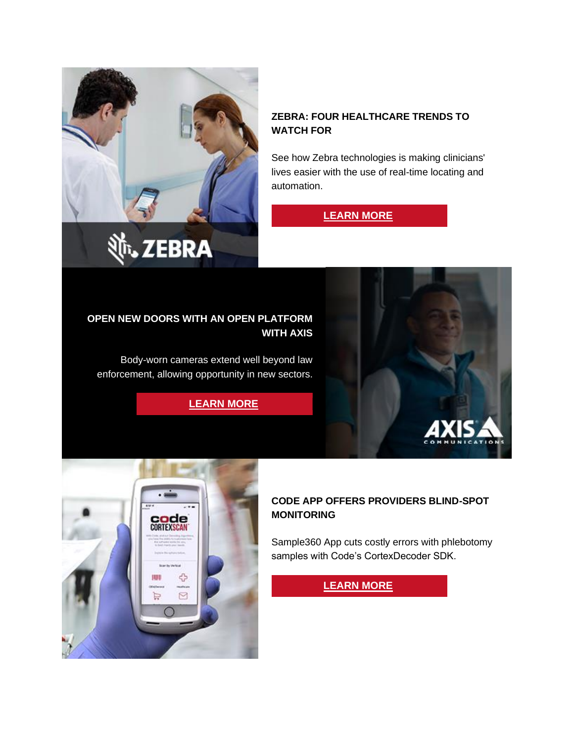### ZEBRA: FOUR HEALTHCARE TRENDS TO WATCH FOR

See how Zebra technologies is making clinicians' lives easier with the use of real-time locating and automation.

**LEARN MORE**

### OPEN NEW DOORS WITH AN OPEN PLATFORM WITH AXIS

Body-worn cameras extend well beyond law enforcement, allowing opportunity in new sectors.

**LEARN MORE**

### CODE APP OFFERS PROVIDERS BLIND-SPOT MONITORING

Sample360 App cuts costly errors with phlebotomy samples with Code's CortexDecoder SDK.

**LEARN MORE**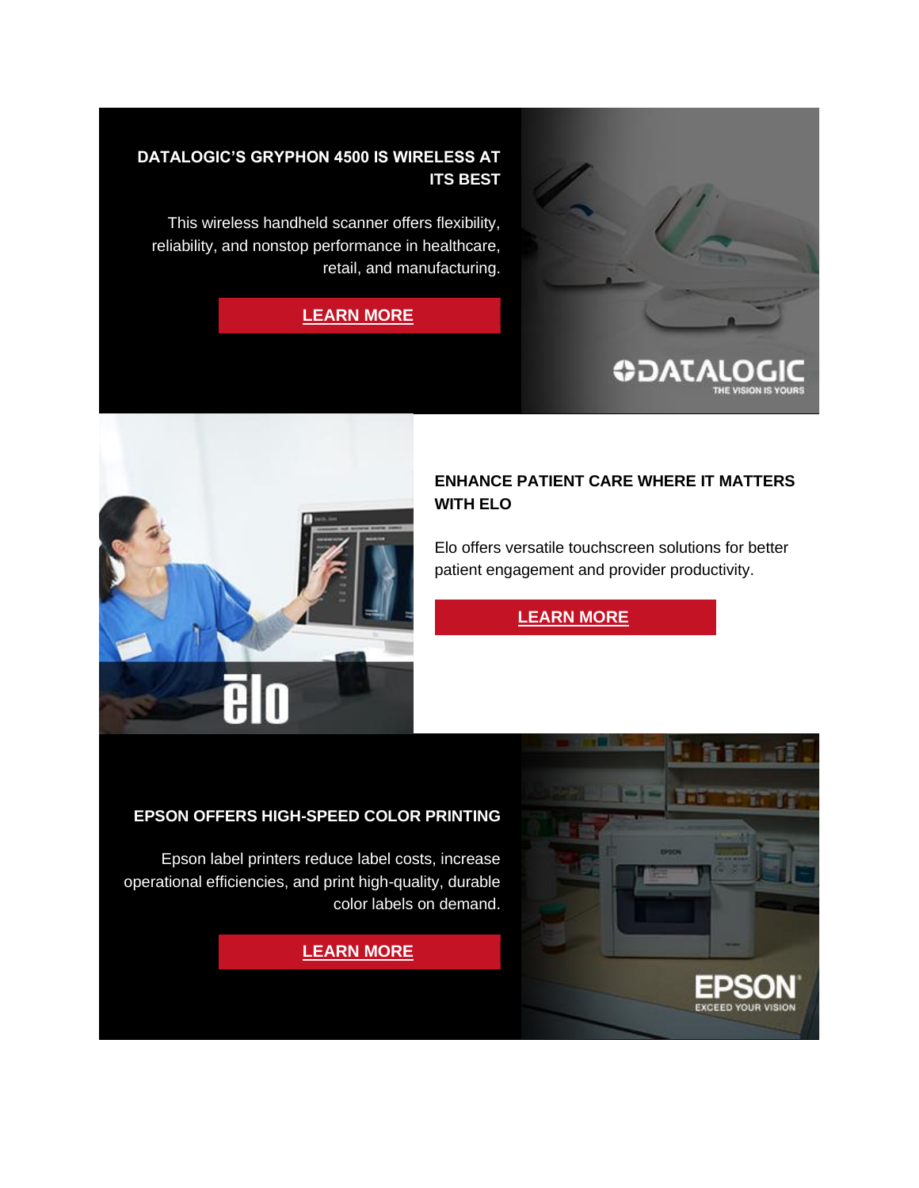## DATALOGIC'S GRYPHON 4500 IS WIRELESS AT ITS BEST

This wireless handheld scanner offers flexibility, reliability, and nonstop performance in healthcare, retail, and manufacturing.

**LEARN MORE**

## ENHANCE PATIENT CARE WHERE IT MATTERS WITH ELO

Elo offers versatile touchscreen solutions for better patient engagement and provider productivity.

**LEARN MORE**

## EPSON OFFERS HIGH-SPEED COLOR PRINTING

Epson label printers reduce label costs, increase operational efficiencies, and print high-quality, durable color labels on demand.

**LEARN MORE**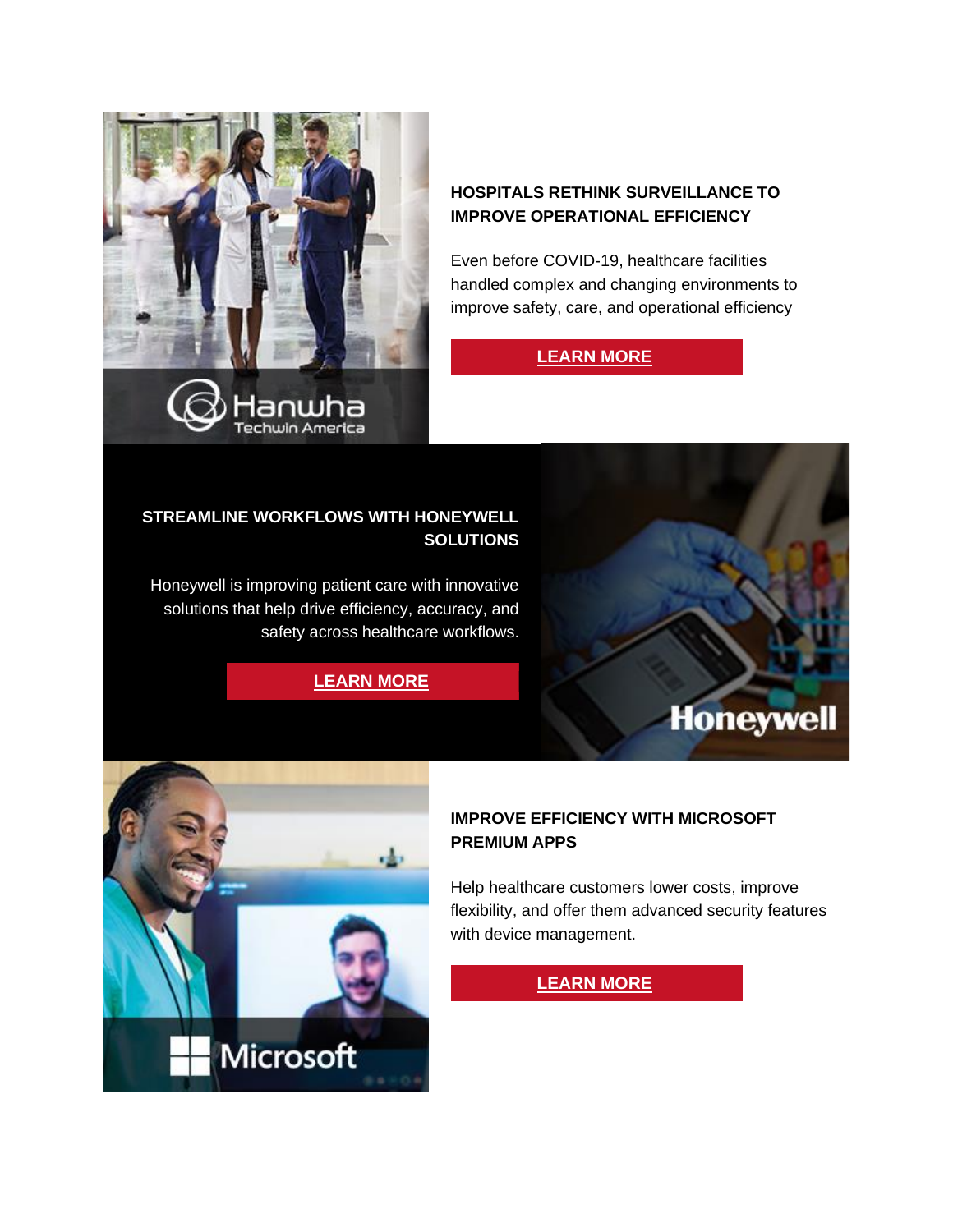### HOSPITALS RETHINK SURVEILLANCE TO IMPROVE OPERATIONAL EFFICIENCY

Even before COVID-19, healthcare facilities handled complex and changing environments to improve safety, care, and operational efficiency

**LEARN MORE**

### STREAMLINE WORKFLOWS WITH HONEYWELL SOLUTIONS

Honeywell is improving patient care with innovative solutions that help drive efficiency, accuracy, and safety across healthcare workflows.

**LEARN MORE**

### IMPROVE EFFICIENCY WITH MICROSOFT PREMIUM APPS

Help healthcare customers lower costs, improve flexibility, and offer them advanced security features with device management.

**LEARN MORE**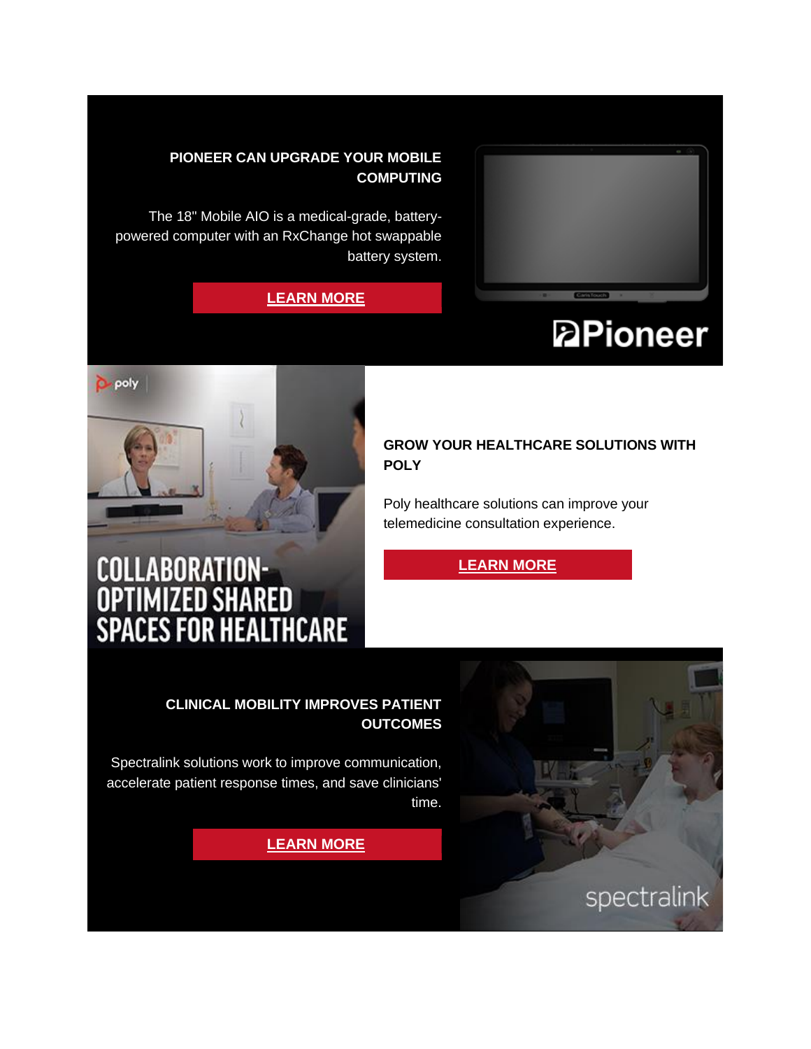## PIONEER CAN UPGRADE YOUR MOBILE COMPUTING

The 18" Mobile AIO is a medical-grade, battery-powered computer with an RxChange hot swappable battery system.

**LEARN MORE**

## GROW YOUR HEALTHCARE SOLUTIONS WITH POLY

Poly healthcare solutions can improve your telemedicine consultation experience.

**LEARN MORE**

## CLINICAL MOBILITY IMPROVES PATIENT OUTCOMES

Spectralink solutions work to improve communication, accelerate patient response times, and save clinicians' time.

**LEARN MORE**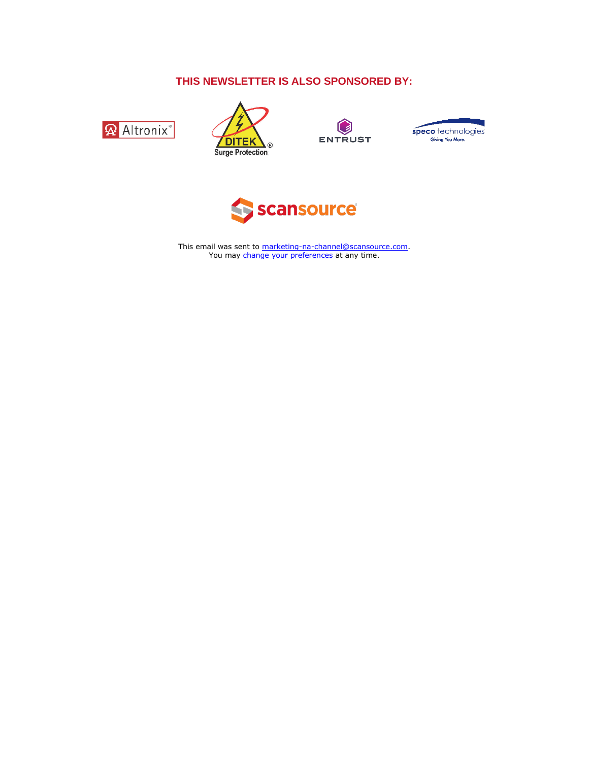## THIS NEWSLETTER IS ALSO SPONSORED BY:

This email was sent to [marketing-na-channel@scansource.com](mailto:marketing-na-channel@scansource.com).
You may [change your preferences]() at any time.